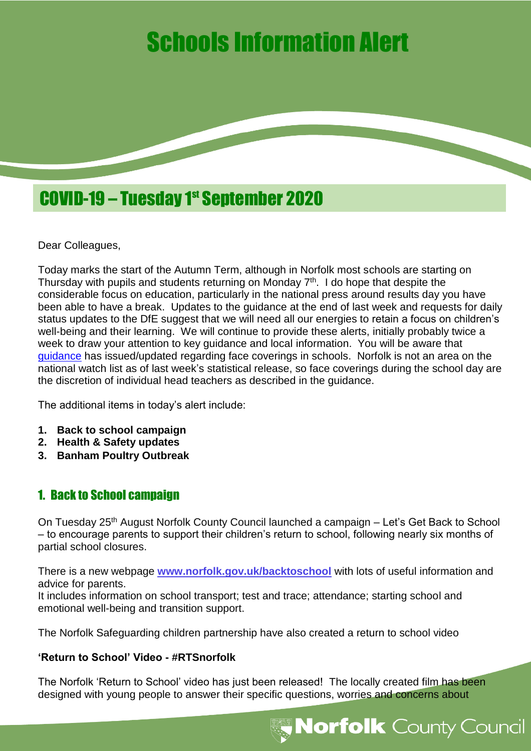# Schools Information Alert

## COVID-19 – Tuesday 1st September 2020

Dear Colleagues,

Today marks the start of the Autumn Term, although in Norfolk most schools are starting on Thursday with pupils and students returning on Monday 7th. I do hope that despite the considerable focus on education, particularly in the national press around results day you have been able to have a break. Updates to the guidance at the end of last week and requests for daily status updates to the DfE suggest that we will need all our energies to retain a focus on children's well-being and their learning. We will continue to provide these alerts, initially probably twice a week to draw your attention to key guidance and local information. You will be aware that guidance has issued/updated regarding face coverings in schools. Norfolk is not an area on the national watch list as of last week's statistical release, so face coverings during the school day are the discretion of individual head teachers as described in the guidance.

The additional items in today's alert include:

1. **Back to school campaign**
2. **Health & Safety updates**
3. **Banham Poultry Outbreak**

### 1. Back to School campaign

On Tuesday 25th August Norfolk County Council launched a campaign – Let's Get Back to School – to encourage parents to support their children's return to school, following nearly six months of partial school closures.

There is a new webpage **www.norfolk.gov.uk/backtoschool** with lots of useful information and advice for parents.
It includes information on school transport; test and trace; attendance; starting school and emotional well-being and transition support.

The Norfolk Safeguarding children partnership have also created a return to school video

**'Return to School' Video - #RTSnorfolk**

The Norfolk 'Return to School' video has just been released! The locally created film has been designed with young people to answer their specific questions, worries and concerns about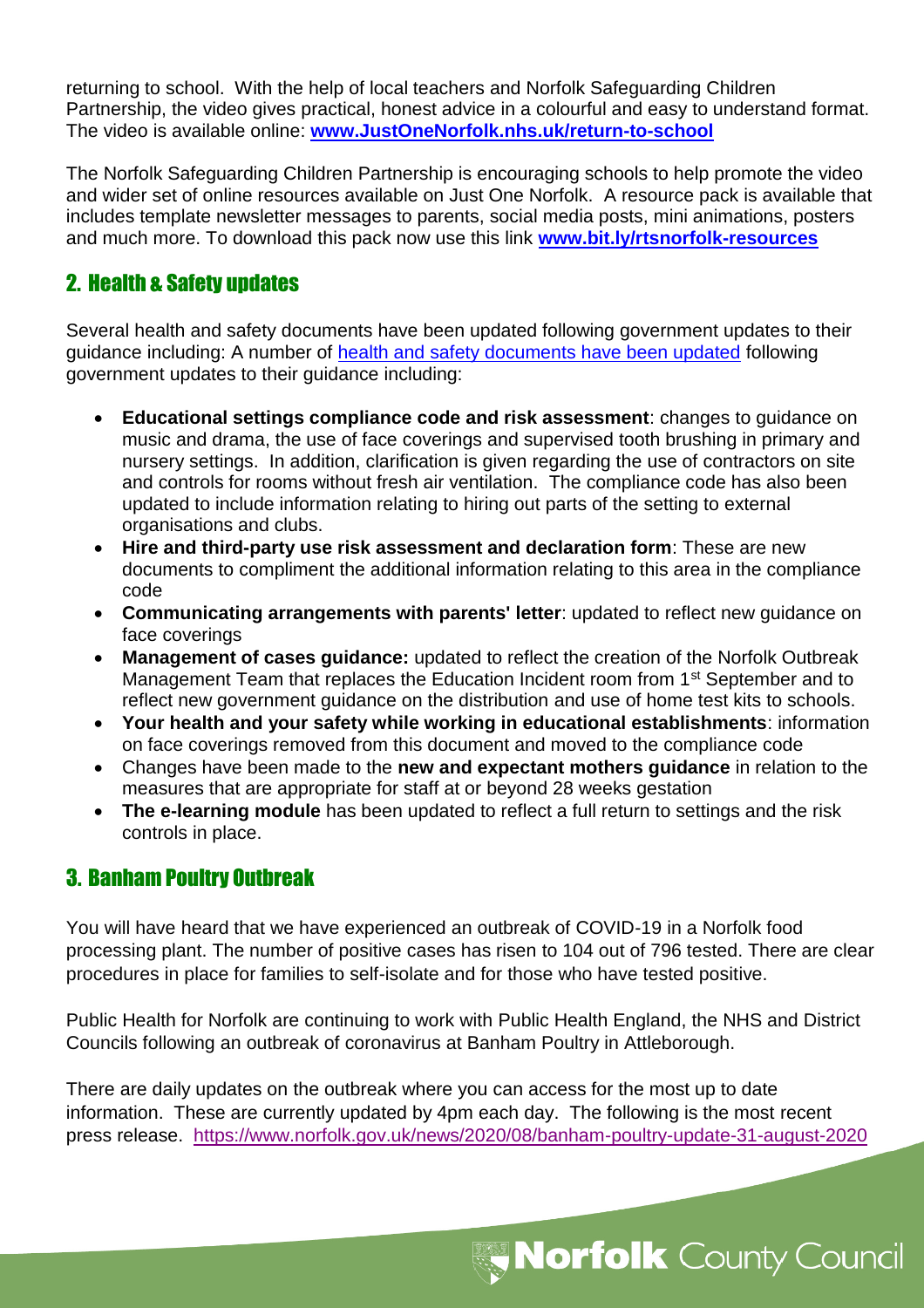returning to school. With the help of local teachers and Norfolk Safeguarding Children Partnership, the video gives practical, honest advice in a colourful and easy to understand format. The video is available online: **[www.JustOneNorfolk.nhs.uk/return-to-school](www.JustOneNorfolk.nhs.uk/return-to-school)**

The Norfolk Safeguarding Children Partnership is encouraging schools to help promote the video and wider set of online resources available on Just One Norfolk. A resource pack is available that includes template newsletter messages to parents, social media posts, mini animations, posters and much more. To download this pack now use this link **[www.bit.ly/rtsnorfolk-resources](www.bit.ly/rtsnorfolk-resources)**

## 2. Health & Safety updates

Several health and safety documents have been updated following government updates to their guidance including: A number of health and safety documents have been updated following government updates to their guidance including:

- **Educational settings compliance code and risk assessment**: changes to guidance on music and drama, the use of face coverings and supervised tooth brushing in primary and nursery settings. In addition, clarification is given regarding the use of contractors on site and controls for rooms without fresh air ventilation. The compliance code has also been updated to include information relating to hiring out parts of the setting to external organisations and clubs.
- **Hire and third-party use risk assessment and declaration form**: These are new documents to compliment the additional information relating to this area in the compliance code
- **Communicating arrangements with parents' letter**: updated to reflect new guidance on face coverings
- **Management of cases guidance:** updated to reflect the creation of the Norfolk Outbreak Management Team that replaces the Education Incident room from 1st September and to reflect new government guidance on the distribution and use of home test kits to schools.
- **Your health and your safety while working in educational establishments**: information on face coverings removed from this document and moved to the compliance code
- Changes have been made to the **new and expectant mothers guidance** in relation to the measures that are appropriate for staff at or beyond 28 weeks gestation
- **The e-learning module** has been updated to reflect a full return to settings and the risk controls in place.

## 3. Banham Poultry Outbreak

You will have heard that we have experienced an outbreak of COVID-19 in a Norfolk food processing plant. The number of positive cases has risen to 104 out of 796 tested. There are clear procedures in place for families to self-isolate and for those who have tested positive.

Public Health for Norfolk are continuing to work with Public Health England, the NHS and District Councils following an outbreak of coronavirus at Banham Poultry in Attleborough.

There are daily updates on the outbreak where you can access for the most up to date information. These are currently updated by 4pm each day. The following is the most recent press release. <https://www.norfolk.gov.uk/news/2020/08/banham-poultry-update-31-august-2020>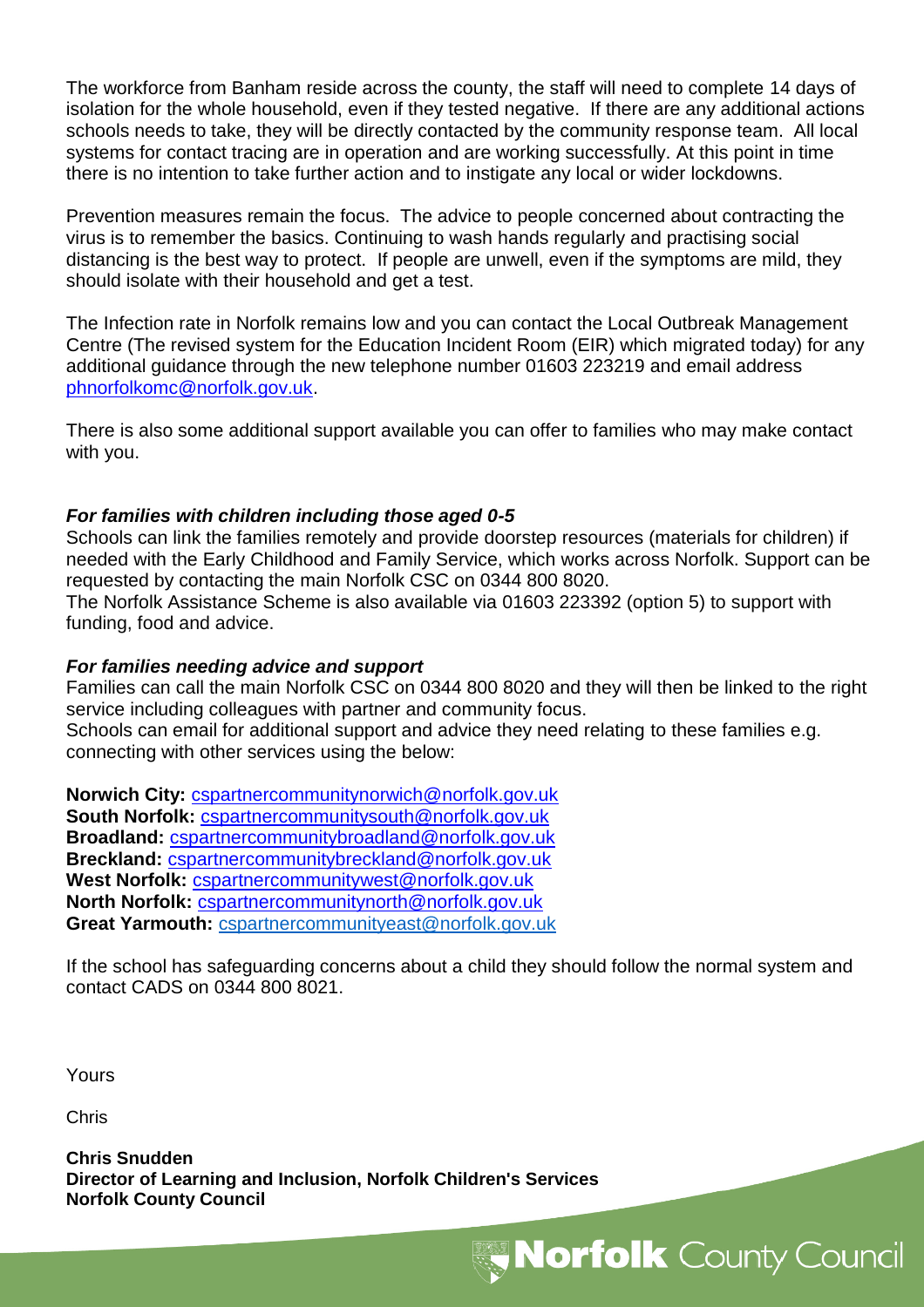The workforce from Banham reside across the county, the staff will need to complete 14 days of isolation for the whole household, even if they tested negative. If there are any additional actions schools needs to take, they will be directly contacted by the community response team. All local systems for contact tracing are in operation and are working successfully. At this point in time there is no intention to take further action and to instigate any local or wider lockdowns.

Prevention measures remain the focus. The advice to people concerned about contracting the virus is to remember the basics. Continuing to wash hands regularly and practising social distancing is the best way to protect. If people are unwell, even if the symptoms are mild, they should isolate with their household and get a test.

The Infection rate in Norfolk remains low and you can contact the Local Outbreak Management Centre (The revised system for the Education Incident Room (EIR) which migrated today) for any additional guidance through the new telephone number 01603 223219 and email address phnorfolkomc@norfolk.gov.uk.

There is also some additional support available you can offer to families who may make contact with you.

***For families with children including those aged 0-5***

Schools can link the families remotely and provide doorstep resources (materials for children) if needed with the Early Childhood and Family Service, which works across Norfolk. Support can be requested by contacting the main Norfolk CSC on 0344 800 8020.

The Norfolk Assistance Scheme is also available via 01603 223392 (option 5) to support with funding, food and advice.

***For families needing advice and support***

Families can call the main Norfolk CSC on 0344 800 8020 and they will then be linked to the right service including colleagues with partner and community focus.

Schools can email for additional support and advice they need relating to these families e.g. connecting with other services using the below:

**Norwich City:** cspartnercommunitynorwich@norfolk.gov.uk
**South Norfolk:** cspartnercommunitysouth@norfolk.gov.uk
**Broadland:** cspartnercommunitybroadland@norfolk.gov.uk
**Breckland:** cspartnercommunitybreckland@norfolk.gov.uk
**West Norfolk:** cspartnercommunitywest@norfolk.gov.uk
**North Norfolk:** cspartnercommunitynorth@norfolk.gov.uk
**Great Yarmouth:** cspartnercommunityeast@norfolk.gov.uk

If the school has safeguarding concerns about a child they should follow the normal system and contact CADS on 0344 800 8021.

Yours

Chris

**Chris Snudden**
**Director of Learning and Inclusion, Norfolk Children's Services**
**Norfolk County Council**